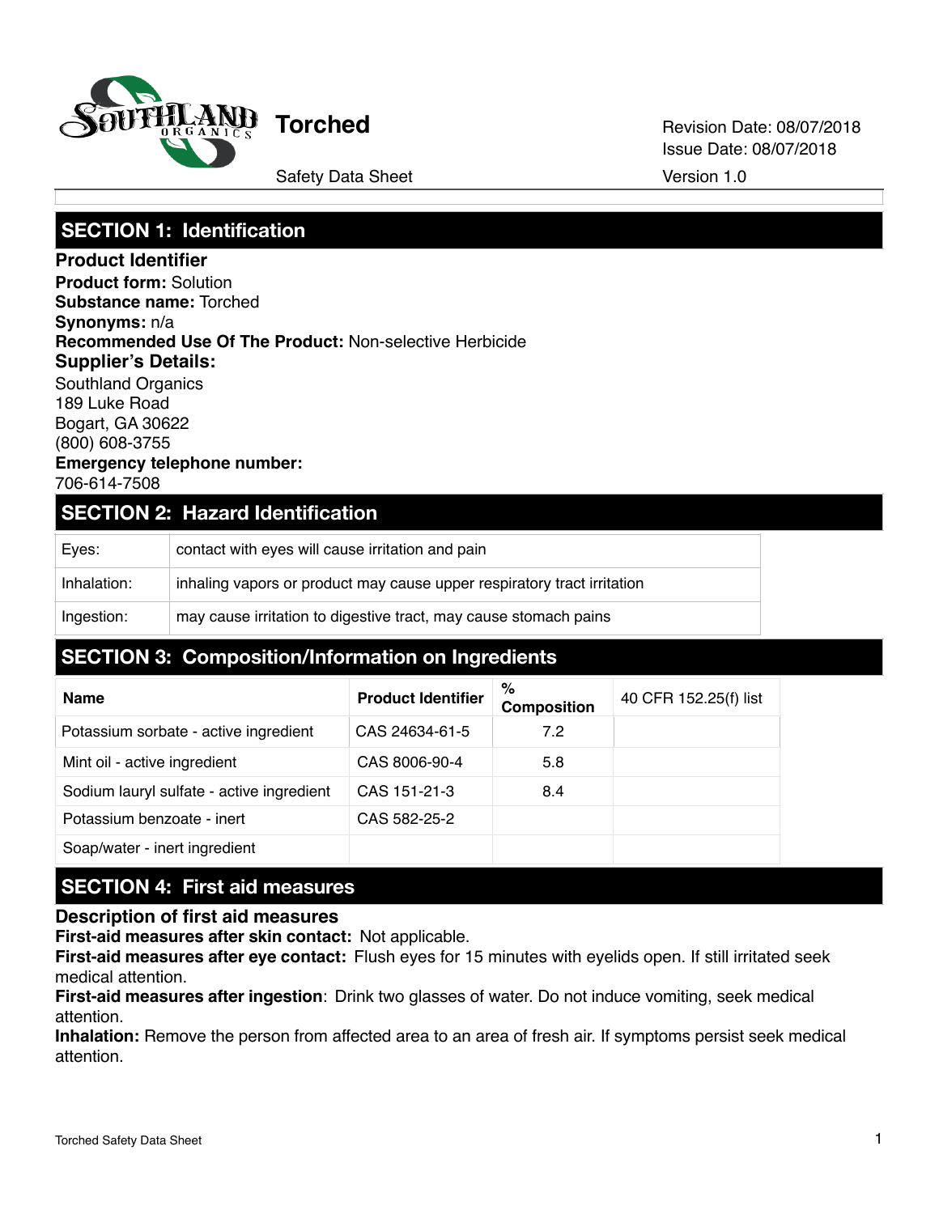# Torched

Safety Data Sheet

Revision Date: 08/07/2018
Issue Date: 08/07/2018
Version 1.0

## SECTION 1: Identification

### Product Identifier

**Product form:** Solution
**Substance name:** Torched
**Synonyms:** n/a
**Recommended Use Of The Product:** Non-selective Herbicide

### Supplier's Details:

Southland Organics
189 Luke Road
Bogart, GA 30622
(800) 608-3755

**Emergency telephone number:**
706-614-7508

## SECTION 2: Hazard Identification

| | |
|---|---|
| Eyes: | contact with eyes will cause irritation and pain |
| Inhalation: | inhaling vapors or product may cause upper respiratory tract irritation |
| Ingestion: | may cause irritation to digestive tract, may cause stomach pains |

## SECTION 3: Composition/Information on Ingredients

| Name | Product Identifier | % Composition | 40 CFR 152.25(f) list |
|---|---|---|---|
| Potassium sorbate - active ingredient | CAS 24634-61-5 | 7.2 | |
| Mint oil - active ingredient | CAS 8006-90-4 | 5.8 | |
| Sodium lauryl sulfate - active ingredient | CAS 151-21-3 | 8.4 | |
| Potassium benzoate - inert | CAS 582-25-2 | | |
| Soap/water - inert ingredient | | | |

## SECTION 4: First aid measures

### Description of first aid measures

**First-aid measures after skin contact:** Not applicable.
**First-aid measures after eye contact:** Flush eyes for 15 minutes with eyelids open. If still irritated seek medical attention.
**First-aid measures after ingestion**: Drink two glasses of water. Do not induce vomiting, seek medical attention.
**Inhalation:** Remove the person from affected area to an area of fresh air. If symptoms persist seek medical attention.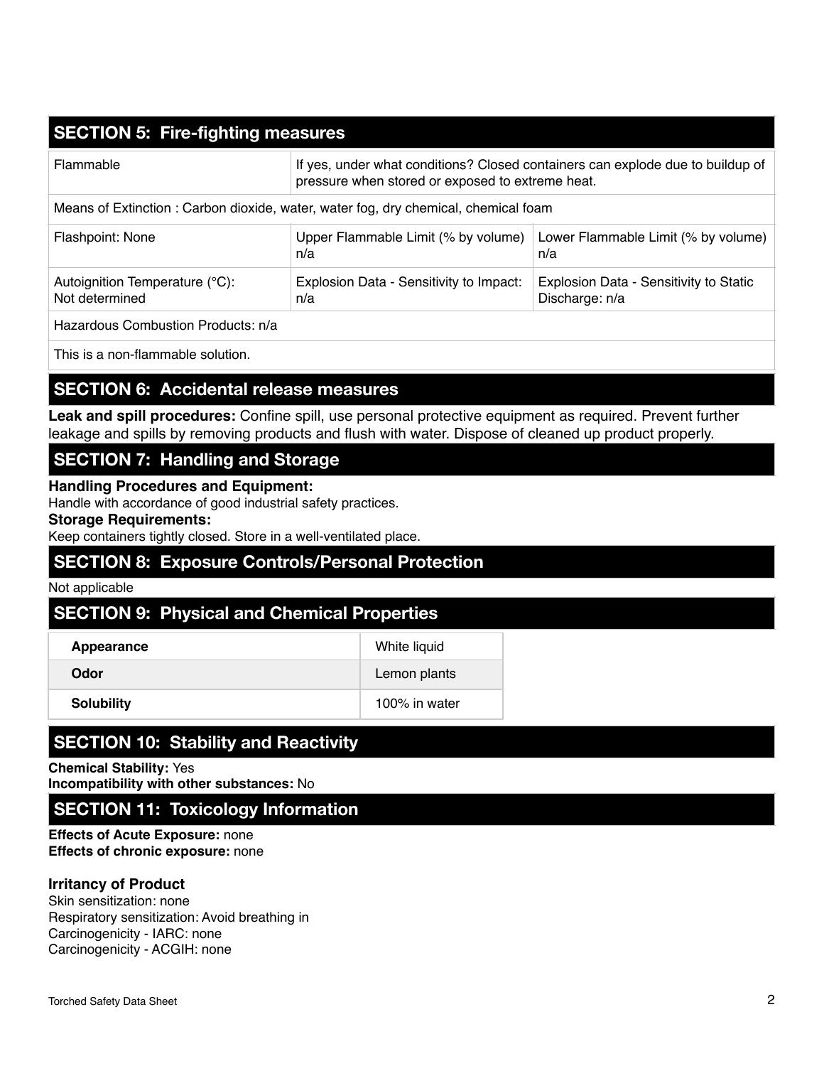## SECTION 5: Fire-fighting measures

| Flammable | If yes, under what conditions? Closed containers can explode due to buildup of pressure when stored or exposed to extreme heat. | |
|---|---|---|
| Means of Extinction : Carbon dioxide, water, water fog, dry chemical, chemical foam | | |
| Flashpoint: None | Upper Flammable Limit (% by volume) n/a | Lower Flammable Limit (% by volume) n/a |
| Autoignition Temperature (°C): Not determined | Explosion Data - Sensitivity to Impact: n/a | Explosion Data - Sensitivity to Static Discharge: n/a |
| Hazardous Combustion Products: n/a | | |
| This is a non-flammable solution. | | |

## SECTION 6: Accidental release measures

**Leak and spill procedures:** Confine spill, use personal protective equipment as required. Prevent further leakage and spills by removing products and flush with water. Dispose of cleaned up product properly.

## SECTION 7: Handling and Storage

**Handling Procedures and Equipment:**
Handle with accordance of good industrial safety practices.
**Storage Requirements:**
Keep containers tightly closed. Store in a well-ventilated place.

## SECTION 8: Exposure Controls/Personal Protection

Not applicable

## SECTION 9: Physical and Chemical Properties

| Property | Value |
|---|---|
| **Appearance** | White liquid |
| **Odor** | Lemon plants |
| **Solubility** | 100% in water |

## SECTION 10: Stability and Reactivity

**Chemical Stability:** Yes
**Incompatibility with other substances:** No

## SECTION 11: Toxicology Information

**Effects of Acute Exposure:** none
**Effects of chronic exposure:** none

**Irritancy of Product**
Skin sensitization: none
Respiratory sensitization: Avoid breathing in
Carcinogenicity - IARC: none
Carcinogenicity - ACGIH: none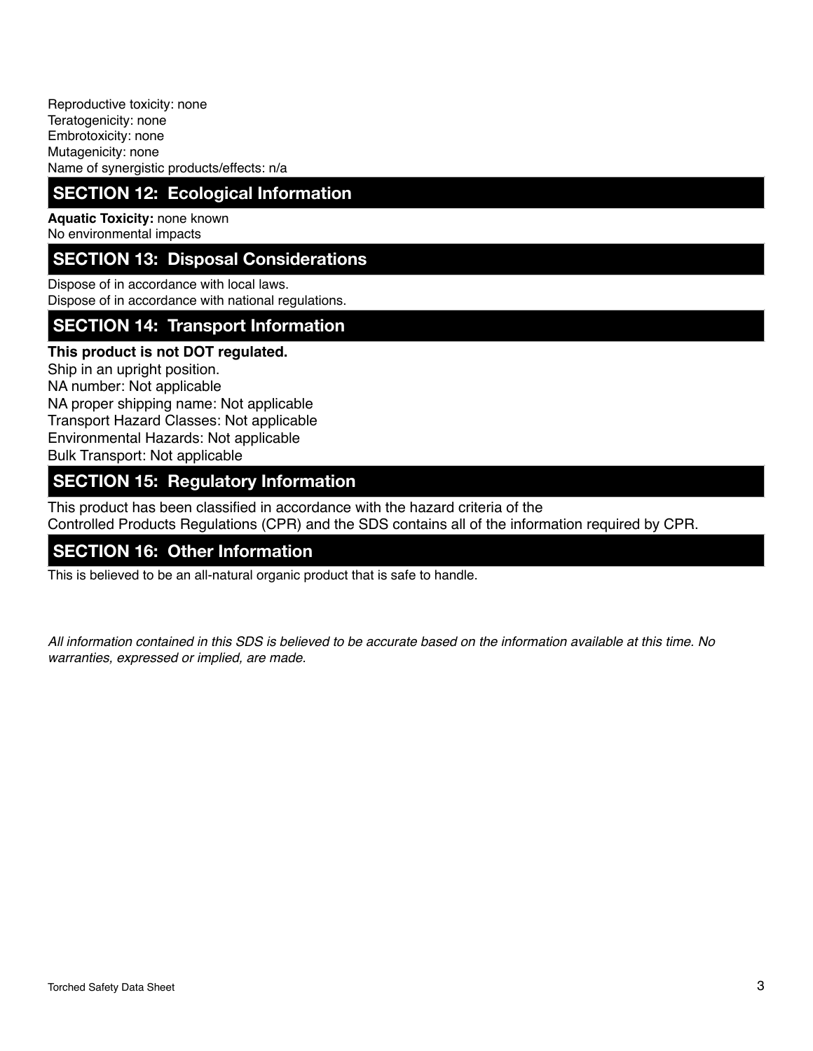Reproductive toxicity: none
Teratogenicity: none
Embrotoxicity: none
Mutagenicity: none
Name of synergistic products/effects: n/a

## SECTION 12: Ecological Information

**Aquatic Toxicity:** none known
No environmental impacts

## SECTION 13: Disposal Considerations

Dispose of in accordance with local laws.
Dispose of in accordance with national regulations.

## SECTION 14: Transport Information

**This product is not DOT regulated.**
Ship in an upright position.
NA number: Not applicable
NA proper shipping name: Not applicable
Transport Hazard Classes: Not applicable
Environmental Hazards: Not applicable
Bulk Transport: Not applicable

## SECTION 15: Regulatory Information

This product has been classified in accordance with the hazard criteria of the
Controlled Products Regulations (CPR) and the SDS contains all of the information required by CPR.

## SECTION 16: Other Information

This is believed to be an all-natural organic product that is safe to handle.

*All information contained in this SDS is believed to be accurate based on the information available at this time. No warranties, expressed or implied, are made.*